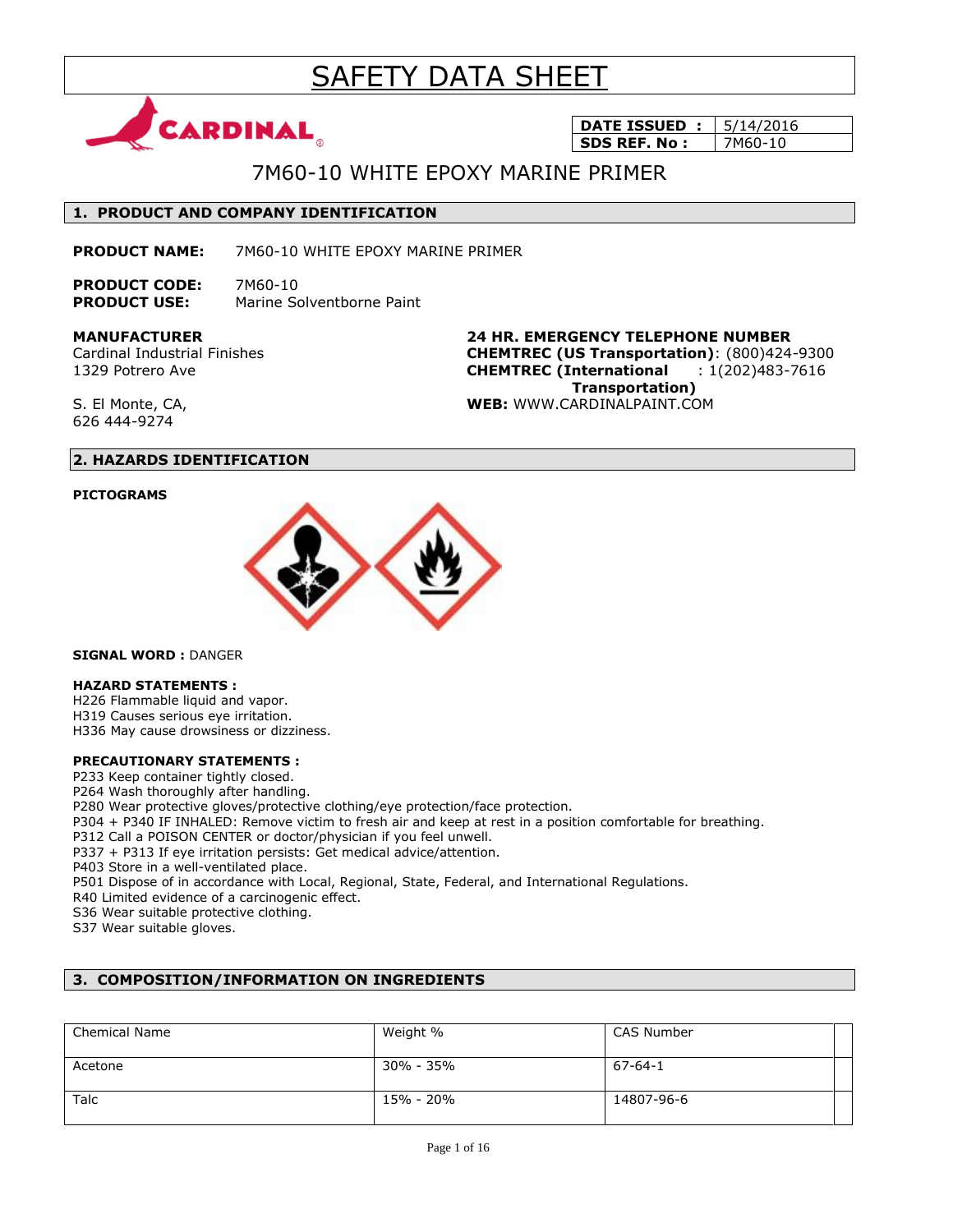# SAFETY DATA SHEET

| DATE ISSUED : | 5/14/2016 |
|---|---|
| SDS REF. No : | 7M60-10 |

## 7M60-10 WHITE EPOXY MARINE PRIMER

## 1. PRODUCT AND COMPANY IDENTIFICATION

**PRODUCT NAME:** 7M60-10 WHITE EPOXY MARINE PRIMER

**PRODUCT CODE:** 7M60-10
**PRODUCT USE:** Marine Solventborne Paint

**MANUFACTURER**
Cardinal Industrial Finishes
1329 Potrero Ave

S. El Monte, CA,
626 444-9274

**24 HR. EMERGENCY TELEPHONE NUMBER**
**CHEMTREC (US Transportation)**: (800)424-9300
**CHEMTREC (International Transportation)** : 1(202)483-7616
**WEB:** WWW.CARDINALPAINT.COM

## 2. HAZARDS IDENTIFICATION

**PICTOGRAMS**

**SIGNAL WORD :** DANGER

**HAZARD STATEMENTS :**
H226 Flammable liquid and vapor.
H319 Causes serious eye irritation.
H336 May cause drowsiness or dizziness.

**PRECAUTIONARY STATEMENTS :**
P233 Keep container tightly closed.
P264 Wash thoroughly after handling.
P280 Wear protective gloves/protective clothing/eye protection/face protection.
P304 + P340 IF INHALED: Remove victim to fresh air and keep at rest in a position comfortable for breathing.
P312 Call a POISON CENTER or doctor/physician if you feel unwell.
P337 + P313 If eye irritation persists: Get medical advice/attention.
P403 Store in a well-ventilated place.
P501 Dispose of in accordance with Local, Regional, State, Federal, and International Regulations.
R40 Limited evidence of a carcinogenic effect.
S36 Wear suitable protective clothing.
S37 Wear suitable gloves.

## 3. COMPOSITION/INFORMATION ON INGREDIENTS

| Chemical Name | Weight % | CAS Number | |
|---|---|---|---|
| Acetone | 30% - 35% | 67-64-1 | |
| Talc | 15% - 20% | 14807-96-6 | |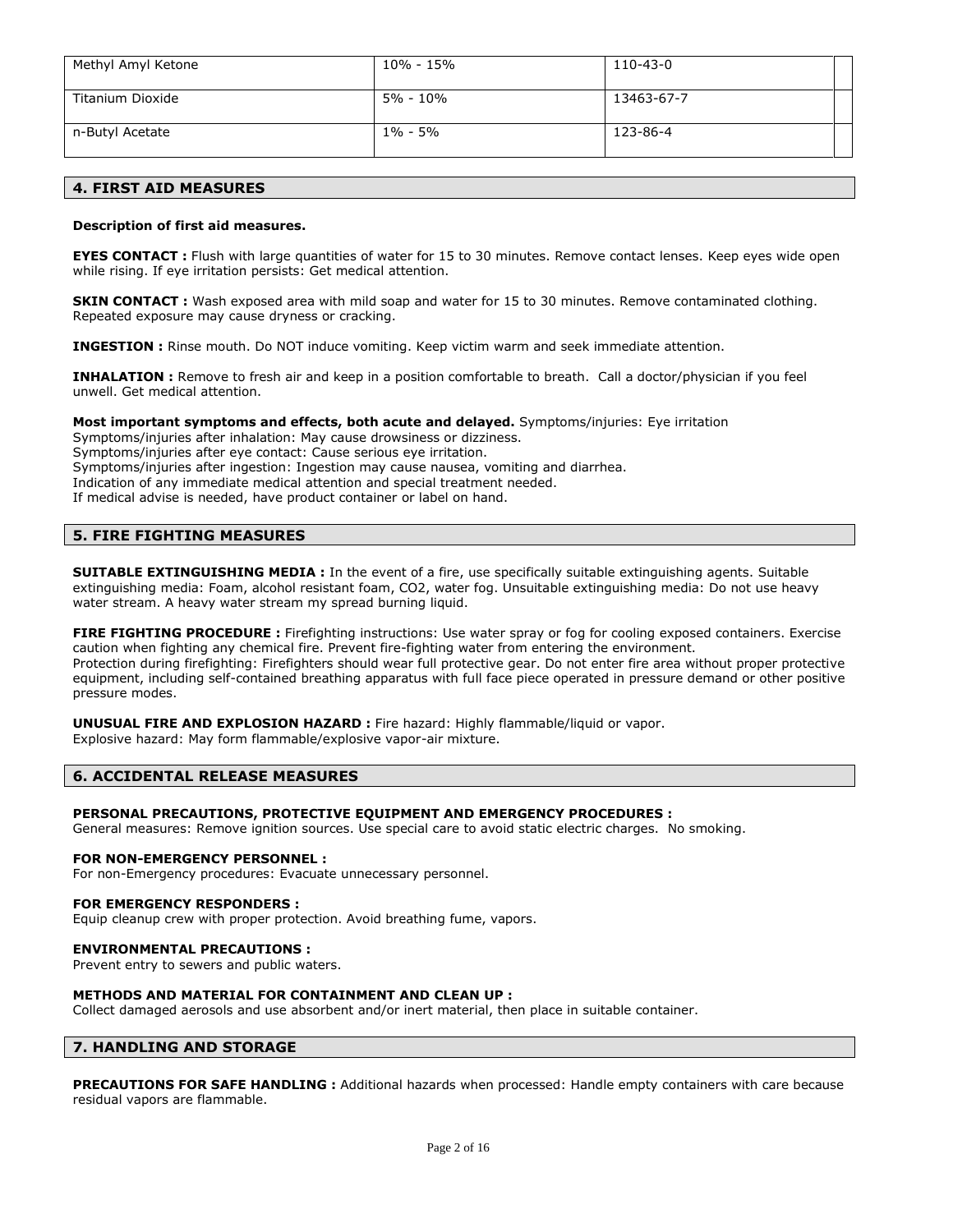| Methyl Amyl Ketone | 10% - 15% | 110-43-0 | |
|---|---|---|---|
| Titanium Dioxide | 5% - 10% | 13463-67-7 | |
| n-Butyl Acetate | 1% - 5% | 123-86-4 | |

## 4. FIRST AID MEASURES

**Description of first aid measures.**

**EYES CONTACT :** Flush with large quantities of water for 15 to 30 minutes. Remove contact lenses. Keep eyes wide open while rising. If eye irritation persists: Get medical attention.

**SKIN CONTACT :** Wash exposed area with mild soap and water for 15 to 30 minutes. Remove contaminated clothing. Repeated exposure may cause dryness or cracking.

**INGESTION :** Rinse mouth. Do NOT induce vomiting. Keep victim warm and seek immediate attention.

**INHALATION :** Remove to fresh air and keep in a position comfortable to breath. Call a doctor/physician if you feel unwell. Get medical attention.

**Most important symptoms and effects, both acute and delayed.** Symptoms/injuries: Eye irritation
Symptoms/injuries after inhalation: May cause drowsiness or dizziness.
Symptoms/injuries after eye contact: Cause serious eye irritation.
Symptoms/injuries after ingestion: Ingestion may cause nausea, vomiting and diarrhea.
Indication of any immediate medical attention and special treatment needed.
If medical advise is needed, have product container or label on hand.

## 5. FIRE FIGHTING MEASURES

**SUITABLE EXTINGUISHING MEDIA :** In the event of a fire, use specifically suitable extinguishing agents. Suitable extinguishing media: Foam, alcohol resistant foam, CO2, water fog. Unsuitable extinguishing media: Do not use heavy water stream. A heavy water stream my spread burning liquid.

**FIRE FIGHTING PROCEDURE :** Firefighting instructions: Use water spray or fog for cooling exposed containers. Exercise caution when fighting any chemical fire. Prevent fire-fighting water from entering the environment.
Protection during firefighting: Firefighters should wear full protective gear. Do not enter fire area without proper protective equipment, including self-contained breathing apparatus with full face piece operated in pressure demand or other positive pressure modes.

**UNUSUAL FIRE AND EXPLOSION HAZARD :** Fire hazard: Highly flammable/liquid or vapor.
Explosive hazard: May form flammable/explosive vapor-air mixture.

## 6. ACCIDENTAL RELEASE MEASURES

**PERSONAL PRECAUTIONS, PROTECTIVE EQUIPMENT AND EMERGENCY PROCEDURES :**
General measures: Remove ignition sources. Use special care to avoid static electric charges. No smoking.

**FOR NON-EMERGENCY PERSONNEL :**
For non-Emergency procedures: Evacuate unnecessary personnel.

**FOR EMERGENCY RESPONDERS :**
Equip cleanup crew with proper protection. Avoid breathing fume, vapors.

**ENVIRONMENTAL PRECAUTIONS :**
Prevent entry to sewers and public waters.

**METHODS AND MATERIAL FOR CONTAINMENT AND CLEAN UP :**
Collect damaged aerosols and use absorbent and/or inert material, then place in suitable container.

## 7. HANDLING AND STORAGE

**PRECAUTIONS FOR SAFE HANDLING :** Additional hazards when processed: Handle empty containers with care because residual vapors are flammable.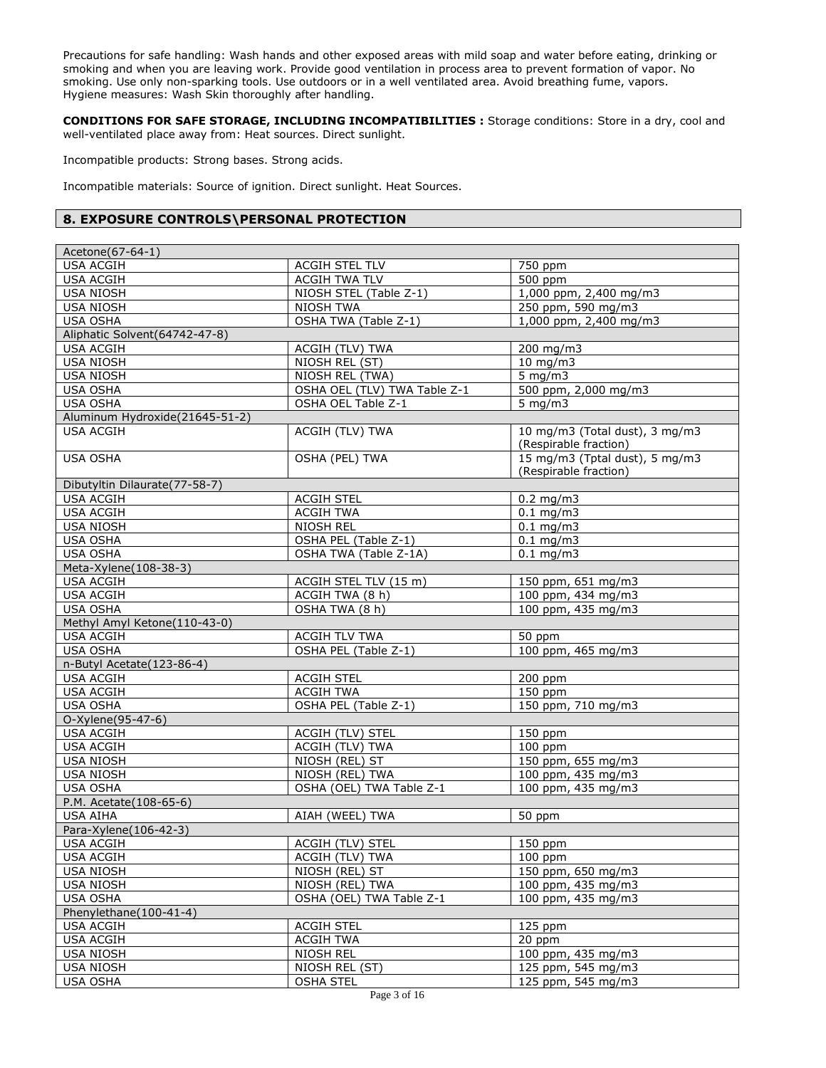Precautions for safe handling: Wash hands and other exposed areas with mild soap and water before eating, drinking or smoking and when you are leaving work. Provide good ventilation in process area to prevent formation of vapor. No smoking. Use only non-sparking tools. Use outdoors or in a well ventilated area. Avoid breathing fume, vapors.
Hygiene measures: Wash Skin thoroughly after handling.

**CONDITIONS FOR SAFE STORAGE, INCLUDING INCOMPATIBILITIES :** Storage conditions: Store in a dry, cool and well-ventilated place away from: Heat sources. Direct sunlight.

Incompatible products: Strong bases. Strong acids.

Incompatible materials: Source of ignition. Direct sunlight. Heat Sources.

## 8. EXPOSURE CONTROLS\PERSONAL PROTECTION

| Acetone(67-64-1) | | |
|---|---|---|
| USA ACGIH | ACGIH STEL TLV | 750 ppm |
| USA ACGIH | ACGIH TWA TLV | 500 ppm |
| USA NIOSH | NIOSH STEL (Table Z-1) | 1,000 ppm, 2,400 mg/m3 |
| USA NIOSH | NIOSH TWA | 250 ppm, 590 mg/m3 |
| USA OSHA | OSHA TWA (Table Z-1) | 1,000 ppm, 2,400 mg/m3 |
| Aliphatic Solvent(64742-47-8) | | |
| USA ACGIH | ACGIH (TLV) TWA | 200 mg/m3 |
| USA NIOSH | NIOSH REL (ST) | 10 mg/m3 |
| USA NIOSH | NIOSH REL (TWA) | 5 mg/m3 |
| USA OSHA | OSHA OEL (TLV) TWA Table Z-1 | 500 ppm, 2,000 mg/m3 |
| USA OSHA | OSHA OEL Table Z-1 | 5 mg/m3 |
| Aluminum Hydroxide(21645-51-2) | | |
| USA ACGIH | ACGIH (TLV) TWA | 10 mg/m3 (Total dust), 3 mg/m3 (Respirable fraction) |
| USA OSHA | OSHA (PEL) TWA | 15 mg/m3 (Tptal dust), 5 mg/m3 (Respirable fraction) |
| Dibutyltin Dilaurate(77-58-7) | | |
| USA ACGIH | ACGIH STEL | 0.2 mg/m3 |
| USA ACGIH | ACGIH TWA | 0.1 mg/m3 |
| USA NIOSH | NIOSH REL | 0.1 mg/m3 |
| USA OSHA | OSHA PEL (Table Z-1) | 0.1 mg/m3 |
| USA OSHA | OSHA TWA (Table Z-1A) | 0.1 mg/m3 |
| Meta-Xylene(108-38-3) | | |
| USA ACGIH | ACGIH STEL TLV (15 m) | 150 ppm, 651 mg/m3 |
| USA ACGIH | ACGIH TWA (8 h) | 100 ppm, 434 mg/m3 |
| USA OSHA | OSHA TWA (8 h) | 100 ppm, 435 mg/m3 |
| Methyl Amyl Ketone(110-43-0) | | |
| USA ACGIH | ACGIH TLV TWA | 50 ppm |
| USA OSHA | OSHA PEL (Table Z-1) | 100 ppm, 465 mg/m3 |
| n-Butyl Acetate(123-86-4) | | |
| USA ACGIH | ACGIH STEL | 200 ppm |
| USA ACGIH | ACGIH TWA | 150 ppm |
| USA OSHA | OSHA PEL (Table Z-1) | 150 ppm, 710 mg/m3 |
| O-Xylene(95-47-6) | | |
| USA ACGIH | ACGIH (TLV) STEL | 150 ppm |
| USA ACGIH | ACGIH (TLV) TWA | 100 ppm |
| USA NIOSH | NIOSH (REL) ST | 150 ppm, 655 mg/m3 |
| USA NIOSH | NIOSH (REL) TWA | 100 ppm, 435 mg/m3 |
| USA OSHA | OSHA (OEL) TWA Table Z-1 | 100 ppm, 435 mg/m3 |
| P.M. Acetate(108-65-6) | | |
| USA AIHA | AIAH (WEEL) TWA | 50 ppm |
| Para-Xylene(106-42-3) | | |
| USA ACGIH | ACGIH (TLV) STEL | 150 ppm |
| USA ACGIH | ACGIH (TLV) TWA | 100 ppm |
| USA NIOSH | NIOSH (REL) ST | 150 ppm, 650 mg/m3 |
| USA NIOSH | NIOSH (REL) TWA | 100 ppm, 435 mg/m3 |
| USA OSHA | OSHA (OEL) TWA Table Z-1 | 100 ppm, 435 mg/m3 |
| Phenylethane(100-41-4) | | |
| USA ACGIH | ACGIH STEL | 125 ppm |
| USA ACGIH | ACGIH TWA | 20 ppm |
| USA NIOSH | NIOSH REL | 100 ppm, 435 mg/m3 |
| USA NIOSH | NIOSH REL (ST) | 125 ppm, 545 mg/m3 |
| USA OSHA | OSHA STEL | 125 ppm, 545 mg/m3 |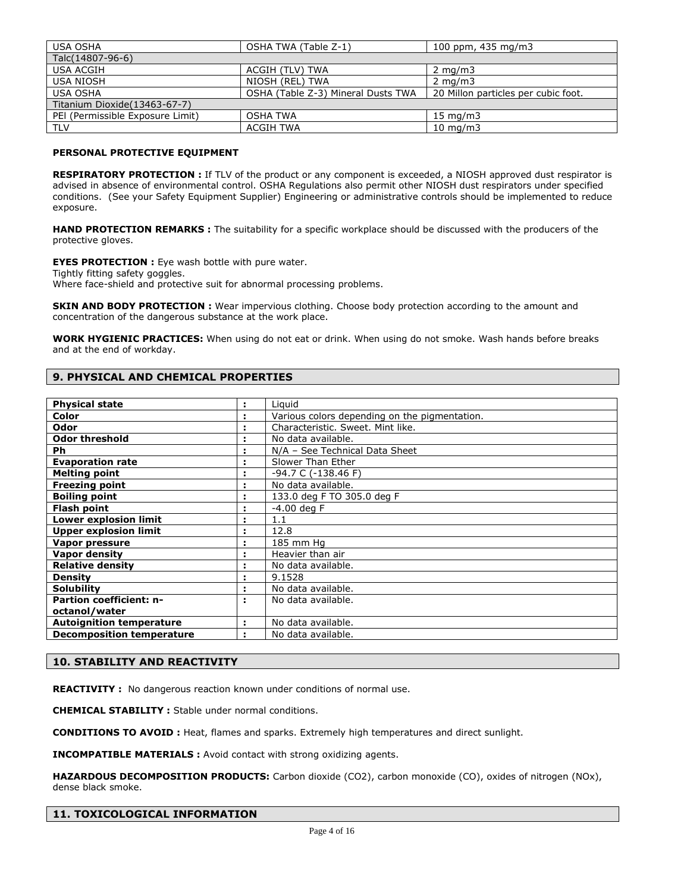| | | |
|---|---|---|
| USA OSHA | OSHA TWA (Table Z-1) | 100 ppm, 435 mg/m3 |
| Talc(14807-96-6) | | |
| USA ACGIH | ACGIH (TLV) TWA | 2 mg/m3 |
| USA NIOSH | NIOSH (REL) TWA | 2 mg/m3 |
| USA OSHA | OSHA (Table Z-3) Mineral Dusts TWA | 20 Millon particles per cubic foot. |
| Titanium Dioxide(13463-67-7) | | |
| PEl (Permissible Exposure Limit) | OSHA TWA | 15 mg/m3 |
| TLV | ACGIH TWA | 10 mg/m3 |

**PERSONAL PROTECTIVE EQUIPMENT**

**RESPIRATORY PROTECTION :** If TLV of the product or any component is exceeded, a NIOSH approved dust respirator is advised in absence of environmental control. OSHA Regulations also permit other NIOSH dust respirators under specified conditions. (See your Safety Equipment Supplier) Engineering or administrative controls should be implemented to reduce exposure.

**HAND PROTECTION REMARKS :** The suitability for a specific workplace should be discussed with the producers of the protective gloves.

**EYES PROTECTION :** Eye wash bottle with pure water.
Tightly fitting safety goggles.
Where face-shield and protective suit for abnormal processing problems.

**SKIN AND BODY PROTECTION :** Wear impervious clothing. Choose body protection according to the amount and concentration of the dangerous substance at the work place.

**WORK HYGIENIC PRACTICES:** When using do not eat or drink. When using do not smoke. Wash hands before breaks and at the end of workday.

## 9. PHYSICAL AND CHEMICAL PROPERTIES

| | | |
|---|---|---|
| **Physical state** | : | Liquid |
| **Color** | : | Various colors depending on the pigmentation. |
| **Odor** | : | Characteristic. Sweet. Mint like. |
| **Odor threshold** | : | No data available. |
| **Ph** | : | N/A – See Technical Data Sheet |
| **Evaporation rate** | : | Slower Than Ether |
| **Melting point** | : | -94.7 C (-138.46 F) |
| **Freezing point** | : | No data available. |
| **Boiling point** | : | 133.0 deg F TO 305.0 deg F |
| **Flash point** | : | -4.00 deg F |
| **Lower explosion limit** | : | 1.1 |
| **Upper explosion limit** | : | 12.8 |
| **Vapor pressure** | : | 185 mm Hg |
| **Vapor density** | : | Heavier than air |
| **Relative density** | : | No data available. |
| **Density** | : | 9.1528 |
| **Solubility** | : | No data available. |
| **Partion coefficient: n-octanol/water** | : | No data available. |
| **Autoignition temperature** | : | No data available. |
| **Decomposition temperature** | : | No data available. |

## 10. STABILITY AND REACTIVITY

**REACTIVITY :** No dangerous reaction known under conditions of normal use.

**CHEMICAL STABILITY :** Stable under normal conditions.

**CONDITIONS TO AVOID :** Heat, flames and sparks. Extremely high temperatures and direct sunlight.

**INCOMPATIBLE MATERIALS :** Avoid contact with strong oxidizing agents.

**HAZARDOUS DECOMPOSITION PRODUCTS:** Carbon dioxide ($CO_2$), carbon monoxide (CO), oxides of nitrogen ($NO_x$), dense black smoke.

## 11. TOXICOLOGICAL INFORMATION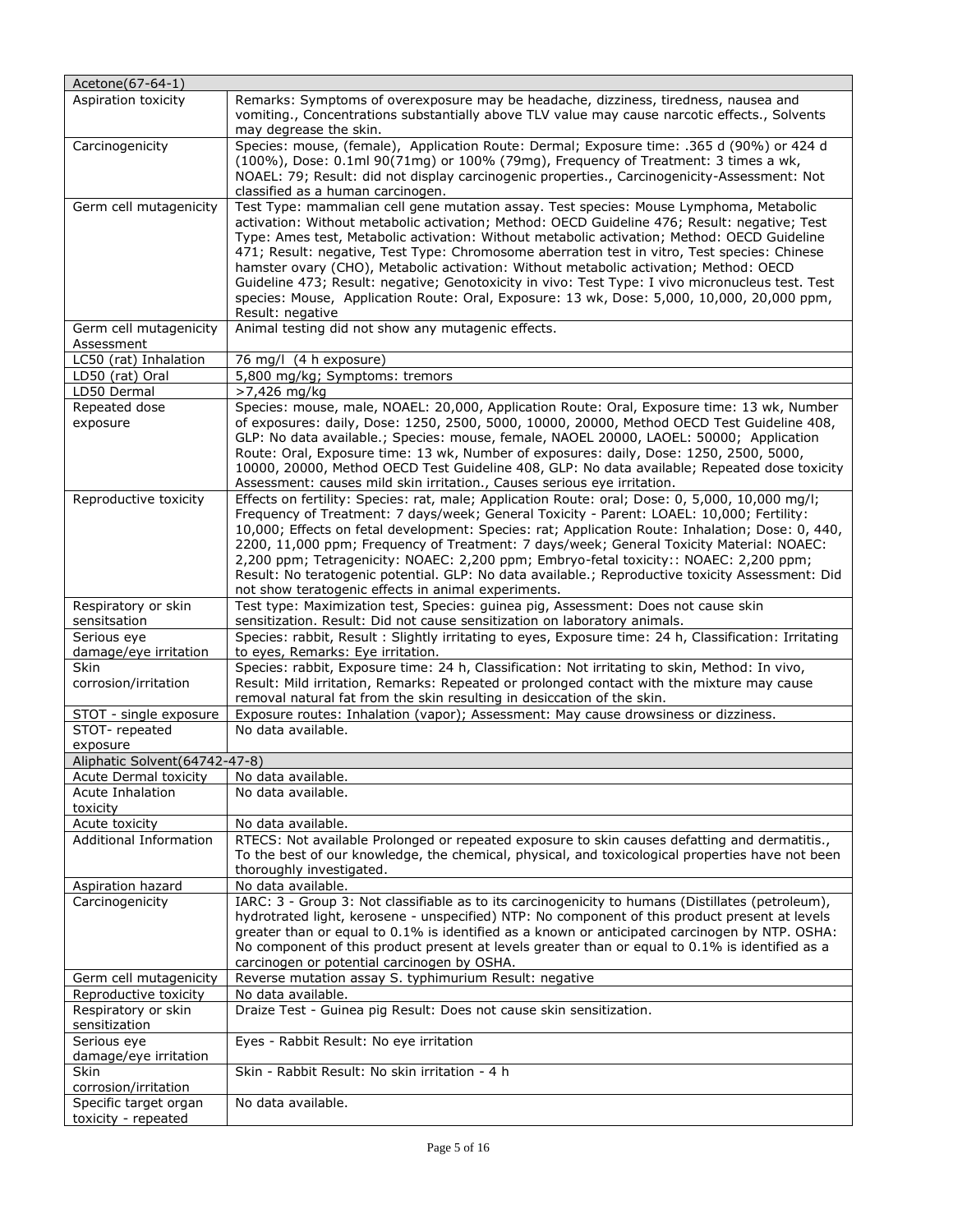| Acetone(67-64-1) | |
|---|---|
| Aspiration toxicity | Remarks: Symptoms of overexposure may be headache, dizziness, tiredness, nausea and vomiting., Concentrations substantially above TLV value may cause narcotic effects., Solvents may degrease the skin. |
| Carcinogenicity | Species: mouse, (female), Application Route: Dermal; Exposure time: .365 d (90%) or 424 d (100%), Dose: 0.1ml 90(71mg) or 100% (79mg), Frequency of Treatment: 3 times a wk, NOAEL: 79; Result: did not display carcinogenic properties., Carcinogenicity-Assessment: Not classified as a human carcinogen. |
| Germ cell mutagenicity | Test Type: mammalian cell gene mutation assay. Test species: Mouse Lymphoma, Metabolic activation: Without metabolic activation; Method: OECD Guideline 476; Result: negative; Test Type: Ames test, Metabolic activation: Without metabolic activation; Method: OECD Guideline 471; Result: negative, Test Type: Chromosome aberration test in vitro, Test species: Chinese hamster ovary (CHO), Metabolic activation: Without metabolic activation; Method: OECD Guideline 473; Result: negative; Genotoxicity in vivo: Test Type: I vivo micronucleus test. Test species: Mouse, Application Route: Oral, Exposure: 13 wk, Dose: 5,000, 10,000, 20,000 ppm, Result: negative |
| Germ cell mutagenicity Assessment | Animal testing did not show any mutagenic effects. |
| LC50 (rat) Inhalation | 76 mg/l (4 h exposure) |
| LD50 (rat) Oral | 5,800 mg/kg; Symptoms: tremors |
| LD50 Dermal | >7,426 mg/kg |
| Repeated dose exposure | Species: mouse, male, NOAEL: 20,000, Application Route: Oral, Exposure time: 13 wk, Number of exposures: daily, Dose: 1250, 2500, 5000, 10000, 20000, Method OECD Test Guideline 408, GLP: No data available.; Species: mouse, female, NAOEL 20000, LAOEL: 50000; Application Route: Oral, Exposure time: 13 wk, Number of exposures: daily, Dose: 1250, 2500, 5000, 10000, 20000, Method OECD Test Guideline 408, GLP: No data available; Repeated dose toxicity Assessment: causes mild skin irritation., Causes serious eye irritation. |
| Reproductive toxicity | Effects on fertility: Species: rat, male; Application Route: oral; Dose: 0, 5,000, 10,000 mg/l; Frequency of Treatment: 7 days/week; General Toxicity - Parent: LOAEL: 10,000; Fertility: 10,000; Effects on fetal development: Species: rat; Application Route: Inhalation; Dose: 0, 440, 2200, 11,000 ppm; Frequency of Treatment: 7 days/week; General Toxicity Material: NOAEC: 2,200 ppm; Tetragenicity: NOAEC: 2,200 ppm; Embryo-fetal toxicity:: NOAEC: 2,200 ppm; Result: No teratogenic potential. GLP: No data available.; Reproductive toxicity Assessment: Did not show teratogenic effects in animal experiments. |
| Respiratory or skin sensitsation | Test type: Maximization test, Species: guinea pig, Assessment: Does not cause skin sensitization. Result: Did not cause sensitization on laboratory animals. |
| Serious eye damage/eye irritation | Species: rabbit, Result : Slightly irritating to eyes, Exposure time: 24 h, Classification: Irritating to eyes, Remarks: Eye irritation. |
| Skin corrosion/irritation | Species: rabbit, Exposure time: 24 h, Classification: Not irritating to skin, Method: In vivo, Result: Mild irritation, Remarks: Repeated or prolonged contact with the mixture may cause removal natural fat from the skin resulting in desiccation of the skin. |
| STOT - single exposure | Exposure routes: Inhalation (vapor); Assessment: May cause drowsiness or dizziness. |
| STOT- repeated exposure | No data available. |
| **Aliphatic Solvent(64742-47-8)** | |
| Acute Dermal toxicity | No data available. |
| Acute Inhalation toxicity | No data available. |
| Acute toxicity | No data available. |
| Additional Information | RTECS: Not available Prolonged or repeated exposure to skin causes defatting and dermatitis., To the best of our knowledge, the chemical, physical, and toxicological properties have not been thoroughly investigated. |
| Aspiration hazard | No data available. |
| Carcinogenicity | IARC: 3 - Group 3: Not classifiable as to its carcinogenicity to humans (Distillates (petroleum), hydrotrated light, kerosene - unspecified) NTP: No component of this product present at levels greater than or equal to 0.1% is identified as a known or anticipated carcinogen by NTP. OSHA: No component of this product present at levels greater than or equal to 0.1% is identified as a carcinogen or potential carcinogen by OSHA. |
| Germ cell mutagenicity | Reverse mutation assay S. typhimurium Result: negative |
| Reproductive toxicity | No data available. |
| Respiratory or skin sensitization | Draize Test - Guinea pig Result: Does not cause skin sensitization. |
| Serious eye damage/eye irritation | Eyes - Rabbit Result: No eye irritation |
| Skin corrosion/irritation | Skin - Rabbit Result: No skin irritation - 4 h |
| Specific target organ toxicity - repeated | No data available. |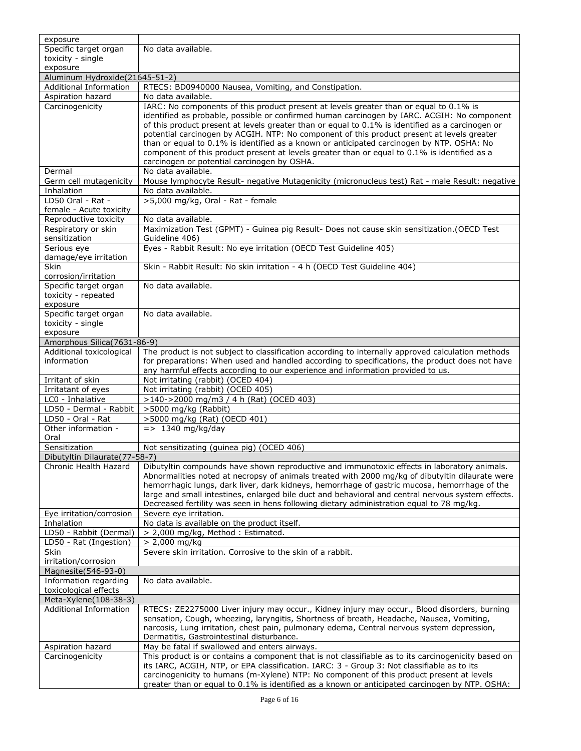| | |
|---|---|
| exposure | |
| Specific target organ toxicity - single exposure | No data available. |
| **Aluminum Hydroxide(21645-51-2)** | |
| Additional Information | RTECS: BD0940000 Nausea, Vomiting, and Constipation. |
| Aspiration hazard | No data available. |
| Carcinogenicity | IARC: No components of this product present at levels greater than or equal to 0.1% is identified as probable, possible or confirmed human carcinogen by IARC. ACGIH: No component of this product present at levels greater than or equal to 0.1% is identified as a carcinogen or potential carcinogen by ACGIH. NTP: No component of this product present at levels greater than or equal to 0.1% is identified as a known or anticipated carcinogen by NTP. OSHA: No component of this product present at levels greater than or equal to 0.1% is identified as a carcinogen or potential carcinogen by OSHA. |
| Dermal | No data available. |
| Germ cell mutagenicity | Mouse lymphocyte Result- negative Mutagenicity (micronucleus test) Rat - male Result: negative |
| Inhalation | No data available. |
| LD50 Oral - Rat - female - Acute toxicity | >5,000 mg/kg, Oral - Rat - female |
| Reproductive toxicity | No data available. |
| Respiratory or skin sensitization | Maximization Test (GPMT) - Guinea pig Result- Does not cause skin sensitization.(OECD Test Guideline 406) |
| Serious eye damage/eye irritation | Eyes - Rabbit Result: No eye irritation (OECD Test Guideline 405) |
| Skin corrosion/irritation | Skin - Rabbit Result: No skin irritation - 4 h (OECD Test Guideline 404) |
| Specific target organ toxicity - repeated exposure | No data available. |
| Specific target organ toxicity - single exposure | No data available. |
| **Amorphous Silica(7631-86-9)** | |
| Additional toxicological information | The product is not subject to classification according to internally approved calculation methods for preparations: When used and handled according to specifications, the product does not have any harmful effects according to our experience and information provided to us. |
| Irritant of skin | Not irritating (rabbit) (OCED 404) |
| Irritatant of eyes | Not irritating (rabbit) (OCED 405) |
| LC0 - Inhalative | >140->2000 mg/m3 / 4 h (Rat) (OCED 403) |
| LD50 - Dermal - Rabbit | >5000 mg/kg (Rabbit) |
| LD50 - Oral - Rat | >5000 mg/kg (Rat) (OECD 401) |
| Other information - Oral | => 1340 mg/kg/day |
| Sensitization | Not sensitizating (guinea pig) (OCED 406) |
| **Dibutyltin Dilaurate(77-58-7)** | |
| Chronic Health Hazard | Dibutyltin compounds have shown reproductive and immunotoxic effects in laboratory animals. Abnormalities noted at necropsy of animals treated with 2000 mg/kg of dibutyltin dilaurate were hemorrhagic lungs, dark liver, dark kidneys, hemorrhage of gastric mucosa, hemorrhage of the large and small intestines, enlarged bile duct and behavioral and central nervous system effects. Decreased fertility was seen in hens following dietary administration equal to 78 mg/kg. |
| Eye irritation/corrosion | Severe eye irritation. |
| Inhalation | No data is available on the product itself. |
| LD50 - Rabbit (Dermal) | > 2,000 mg/kg, Method : Estimated. |
| LD50 - Rat (Ingestion) | > 2,000 mg/kg |
| Skin irritation/corrosion | Severe skin irritation. Corrosive to the skin of a rabbit. |
| **Magnesite(546-93-0)** | |
| Information regarding toxicological effects | No data available. |
| **Meta-Xylene(108-38-3)** | |
| Additional Information | RTECS: ZE2275000 Liver injury may occur., Kidney injury may occur., Blood disorders, burning sensation, Cough, wheezing, laryngitis, Shortness of breath, Headache, Nausea, Vomiting, narcosis, Lung irritation, chest pain, pulmonary edema, Central nervous system depression, Dermatitis, Gastrointestinal disturbance. |
| Aspiration hazard | May be fatal if swallowed and enters airways. |
| Carcinogenicity | This product is or contains a component that is not classifiable as to its carcinogenicity based on its IARC, ACGIH, NTP, or EPA classification. IARC: 3 - Group 3: Not classifiable as to its carcinogenicity to humans (m-Xylene) NTP: No component of this product present at levels greater than or equal to 0.1% is identified as a known or anticipated carcinogen by NTP. OSHA: |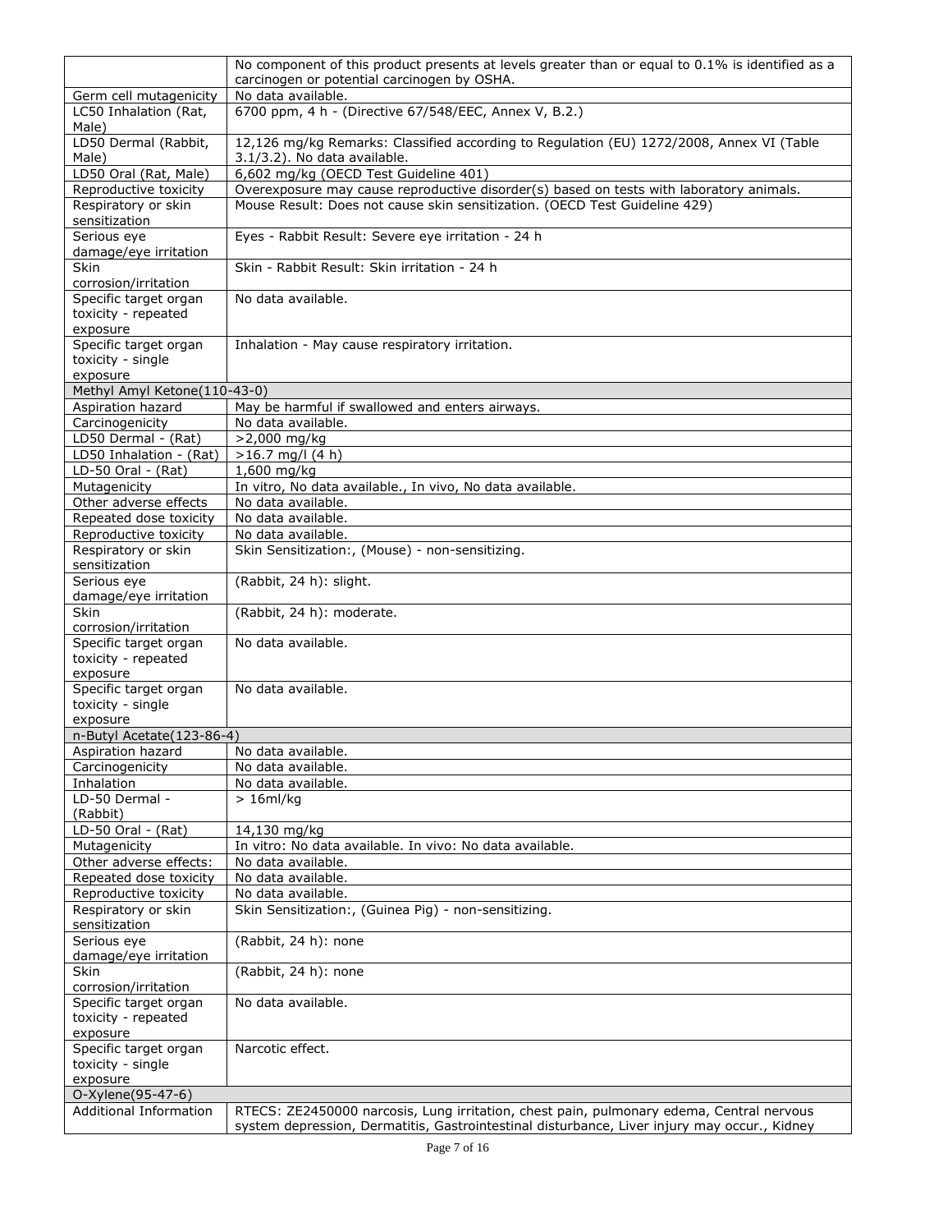| | |
|---|---|
| | No component of this product presents at levels greater than or equal to 0.1% is identified as a carcinogen or potential carcinogen by OSHA. |
| Germ cell mutagenicity | No data available. |
| LC50 Inhalation (Rat, Male) | 6700 ppm, 4 h - (Directive 67/548/EEC, Annex V, B.2.) |
| LD50 Dermal (Rabbit, Male) | 12,126 mg/kg Remarks: Classified according to Regulation (EU) 1272/2008, Annex VI (Table 3.1/3.2). No data available. |
| LD50 Oral (Rat, Male) | 6,602 mg/kg (OECD Test Guideline 401) |
| Reproductive toxicity | Overexposure may cause reproductive disorder(s) based on tests with laboratory animals. |
| Respiratory or skin sensitization | Mouse Result: Does not cause skin sensitization. (OECD Test Guideline 429) |
| Serious eye damage/eye irritation | Eyes - Rabbit Result: Severe eye irritation - 24 h |
| Skin corrosion/irritation | Skin - Rabbit Result: Skin irritation - 24 h |
| Specific target organ toxicity - repeated exposure | No data available. |
| Specific target organ toxicity - single exposure | Inhalation - May cause respiratory irritation. |
| **Methyl Amyl Ketone(110-43-0)** | |
| Aspiration hazard | May be harmful if swallowed and enters airways. |
| Carcinogenicity | No data available. |
| LD50 Dermal - (Rat) | >2,000 mg/kg |
| LD50 Inhalation - (Rat) | >16.7 mg/l (4 h) |
| LD-50 Oral - (Rat) | 1,600 mg/kg |
| Mutagenicity | In vitro, No data available., In vivo, No data available. |
| Other adverse effects | No data available. |
| Repeated dose toxicity | No data available. |
| Reproductive toxicity | No data available. |
| Respiratory or skin sensitization | Skin Sensitization:, (Mouse) - non-sensitizing. |
| Serious eye damage/eye irritation | (Rabbit, 24 h): slight. |
| Skin corrosion/irritation | (Rabbit, 24 h): moderate. |
| Specific target organ toxicity - repeated exposure | No data available. |
| Specific target organ toxicity - single exposure | No data available. |
| **n-Butyl Acetate(123-86-4)** | |
| Aspiration hazard | No data available. |
| Carcinogenicity | No data available. |
| Inhalation | No data available. |
| LD-50 Dermal - (Rabbit) | > 16ml/kg |
| LD-50 Oral - (Rat) | 14,130 mg/kg |
| Mutagenicity | In vitro: No data available. In vivo: No data available. |
| Other adverse effects: | No data available. |
| Repeated dose toxicity | No data available. |
| Reproductive toxicity | No data available. |
| Respiratory or skin sensitization | Skin Sensitization:, (Guinea Pig) - non-sensitizing. |
| Serious eye damage/eye irritation | (Rabbit, 24 h): none |
| Skin corrosion/irritation | (Rabbit, 24 h): none |
| Specific target organ toxicity - repeated exposure | No data available. |
| Specific target organ toxicity - single exposure | Narcotic effect. |
| **O-Xylene(95-47-6)** | |
| Additional Information | RTECS: ZE2450000 narcosis, Lung irritation, chest pain, pulmonary edema, Central nervous system depression, Dermatitis, Gastrointestinal disturbance, Liver injury may occur., Kidney |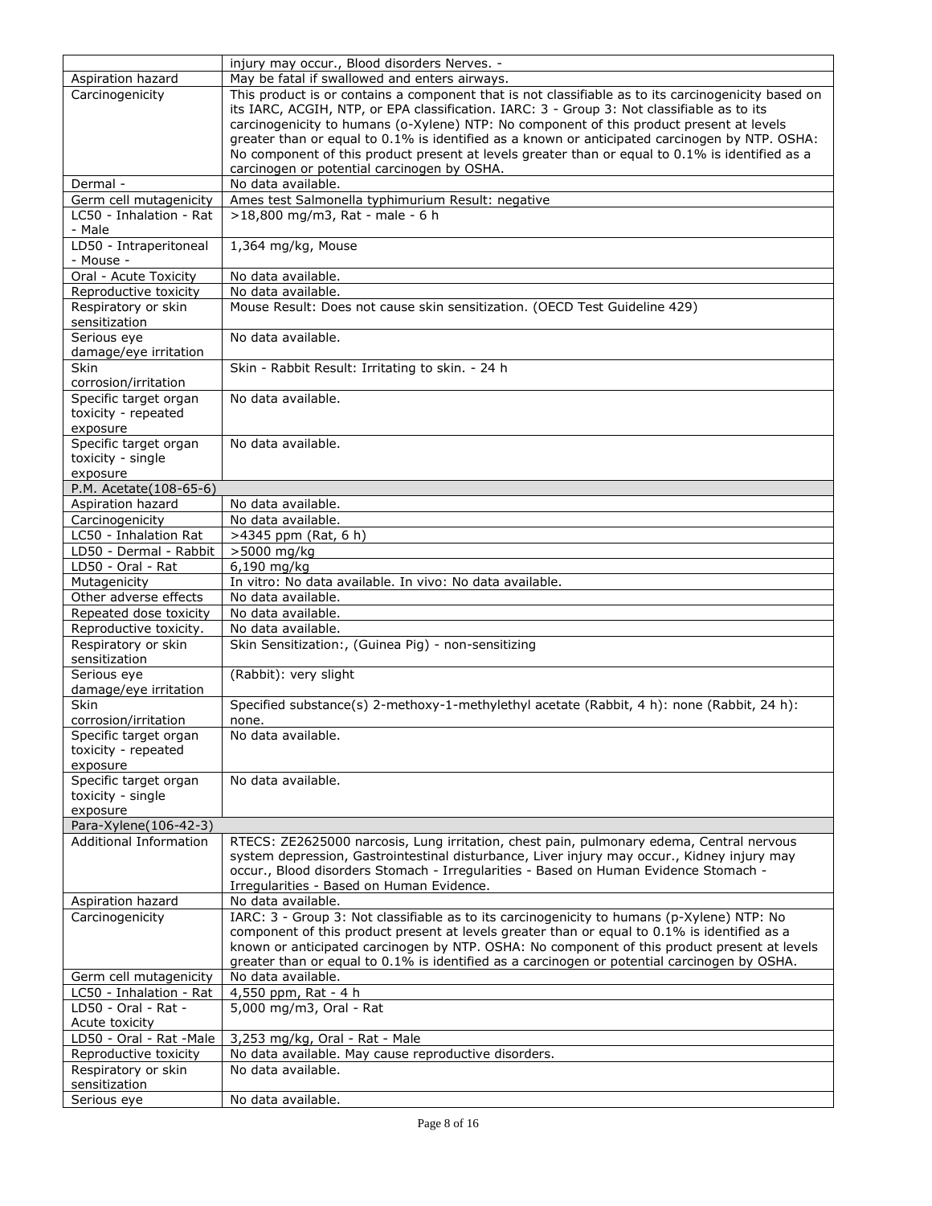| | |
|---|---|
| | injury may occur., Blood disorders Nerves. - |
| Aspiration hazard | May be fatal if swallowed and enters airways. |
| Carcinogenicity | This product is or contains a component that is not classifiable as to its carcinogenicity based on its IARC, ACGIH, NTP, or EPA classification. IARC: 3 - Group 3: Not classifiable as to its carcinogenicity to humans (o-Xylene) NTP: No component of this product present at levels greater than or equal to 0.1% is identified as a known or anticipated carcinogen by NTP. OSHA: No component of this product present at levels greater than or equal to 0.1% is identified as a carcinogen or potential carcinogen by OSHA. |
| Dermal - | No data available. |
| Germ cell mutagenicity | Ames test Salmonella typhimurium Result: negative |
| LC50 - Inhalation - Rat - Male | >18,800 mg/m3, Rat - male - 6 h |
| LD50 - Intraperitoneal - Mouse - | 1,364 mg/kg, Mouse |
| Oral - Acute Toxicity | No data available. |
| Reproductive toxicity | No data available. |
| Respiratory or skin sensitization | Mouse Result: Does not cause skin sensitization. (OECD Test Guideline 429) |
| Serious eye damage/eye irritation | No data available. |
| Skin corrosion/irritation | Skin - Rabbit Result: Irritating to skin. - 24 h |
| Specific target organ toxicity - repeated exposure | No data available. |
| Specific target organ toxicity - single exposure | No data available. |
| P.M. Acetate(108-65-6) | |
| Aspiration hazard | No data available. |
| Carcinogenicity | No data available. |
| LC50 - Inhalation Rat | >4345 ppm (Rat, 6 h) |
| LD50 - Dermal - Rabbit | >5000 mg/kg |
| LD50 - Oral - Rat | 6,190 mg/kg |
| Mutagenicity | In vitro: No data available. In vivo: No data available. |
| Other adverse effects | No data available. |
| Repeated dose toxicity | No data available. |
| Reproductive toxicity. | No data available. |
| Respiratory or skin sensitization | Skin Sensitization:, (Guinea Pig) - non-sensitizing |
| Serious eye damage/eye irritation | (Rabbit): very slight |
| Skin corrosion/irritation | Specified substance(s) 2-methoxy-1-methylethyl acetate (Rabbit, 4 h): none (Rabbit, 24 h): none. |
| Specific target organ toxicity - repeated exposure | No data available. |
| Specific target organ toxicity - single exposure | No data available. |
| Para-Xylene(106-42-3) | |
| Additional Information | RTECS: ZE2625000 narcosis, Lung irritation, chest pain, pulmonary edema, Central nervous system depression, Gastrointestinal disturbance, Liver injury may occur., Kidney injury may occur., Blood disorders Stomach - Irregularities - Based on Human Evidence Stomach - Irregularities - Based on Human Evidence. |
| Aspiration hazard | No data available. |
| Carcinogenicity | IARC: 3 - Group 3: Not classifiable as to its carcinogenicity to humans (p-Xylene) NTP: No component of this product present at levels greater than or equal to 0.1% is identified as a known or anticipated carcinogen by NTP. OSHA: No component of this product present at levels greater than or equal to 0.1% is identified as a carcinogen or potential carcinogen by OSHA. |
| Germ cell mutagenicity | No data available. |
| LC50 - Inhalation - Rat | 4,550 ppm, Rat - 4 h |
| LD50 - Oral - Rat - Acute toxicity | 5,000 mg/m3, Oral - Rat |
| LD50 - Oral - Rat -Male | 3,253 mg/kg, Oral - Rat - Male |
| Reproductive toxicity | No data available. May cause reproductive disorders. |
| Respiratory or skin sensitization | No data available. |
| Serious eye | No data available. |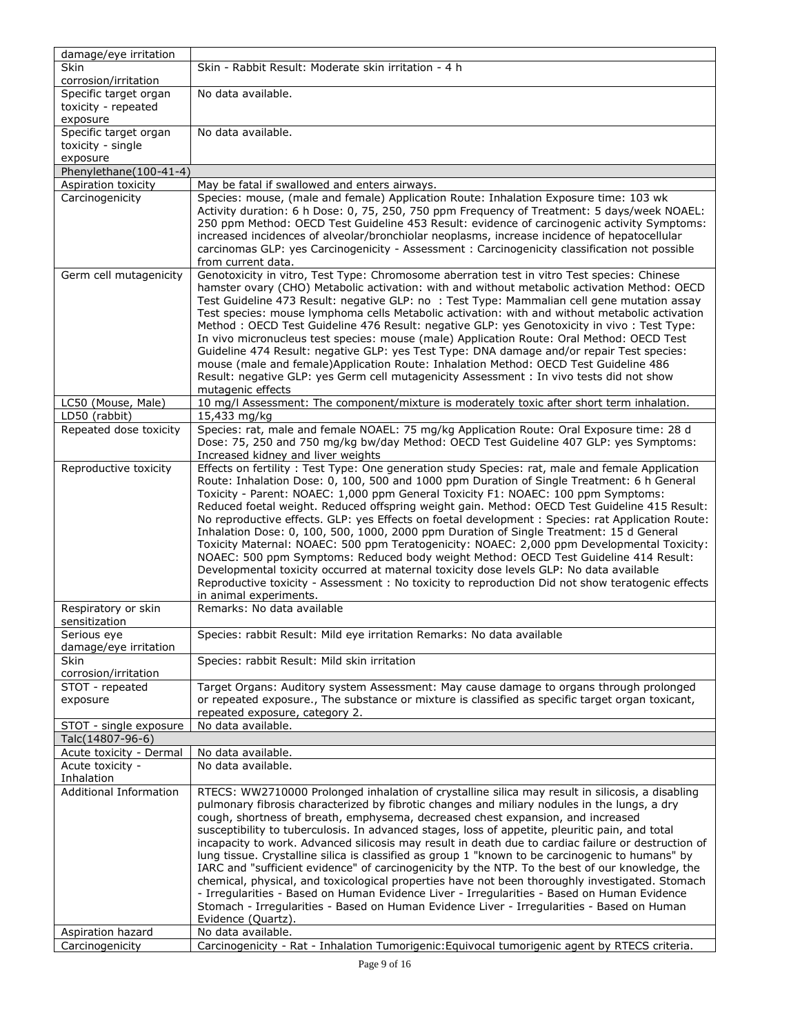| damage/eye irritation | |
|---|---|
| Skin corrosion/irritation | Skin - Rabbit Result: Moderate skin irritation - 4 h |
| Specific target organ toxicity - repeated exposure | No data available. |
| Specific target organ toxicity - single exposure | No data available. |
| **Phenylethane(100-41-4)** | |
| Aspiration toxicity | May be fatal if swallowed and enters airways. |
| Carcinogenicity | Species: mouse, (male and female) Application Route: Inhalation Exposure time: 103 wk Activity duration: 6 h Dose: 0, 75, 250, 750 ppm Frequency of Treatment: 5 days/week NOAEL: 250 ppm Method: OECD Test Guideline 453 Result: evidence of carcinogenic activity Symptoms: increased incidences of alveolar/bronchiolar neoplasms, increase incidence of hepatocellular carcinomas GLP: yes Carcinogenicity - Assessment : Carcinogenicity classification not possible from current data. |
| Germ cell mutagenicity | Genotoxicity in vitro, Test Type: Chromosome aberration test in vitro Test species: Chinese hamster ovary (CHO) Metabolic activation: with and without metabolic activation Method: OECD Test Guideline 473 Result: negative GLP: no : Test Type: Mammalian cell gene mutation assay Test species: mouse lymphoma cells Metabolic activation: with and without metabolic activation Method : OECD Test Guideline 476 Result: negative GLP: yes Genotoxicity in vivo : Test Type: In vivo micronucleus test species: mouse (male) Application Route: Oral Method: OECD Test Guideline 474 Result: negative GLP: yes Test Type: DNA damage and/or repair Test species: mouse (male and female)Application Route: Inhalation Method: OECD Test Guideline 486 Result: negative GLP: yes Germ cell mutagenicity Assessment : In vivo tests did not show mutagenic effects |
| LC50 (Mouse, Male) | 10 mg/l Assessment: The component/mixture is moderately toxic after short term inhalation. |
| LD50 (rabbit) | 15,433 mg/kg |
| Repeated dose toxicity | Species: rat, male and female NOAEL: 75 mg/kg Application Route: Oral Exposure time: 28 d Dose: 75, 250 and 750 mg/kg bw/day Method: OECD Test Guideline 407 GLP: yes Symptoms: Increased kidney and liver weights |
| Reproductive toxicity | Effects on fertility : Test Type: One generation study Species: rat, male and female Application Route: Inhalation Dose: 0, 100, 500 and 1000 ppm Duration of Single Treatment: 6 h General Toxicity - Parent: NOAEC: 1,000 ppm General Toxicity F1: NOAEC: 100 ppm Symptoms: Reduced foetal weight. Reduced offspring weight gain. Method: OECD Test Guideline 415 Result: No reproductive effects. GLP: yes Effects on foetal development : Species: rat Application Route: Inhalation Dose: 0, 100, 500, 1000, 2000 ppm Duration of Single Treatment: 15 d General Toxicity Maternal: NOAEC: 500 ppm Teratogenicity: NOAEC: 2,000 ppm Developmental Toxicity: NOAEC: 500 ppm Symptoms: Reduced body weight Method: OECD Test Guideline 414 Result: Developmental toxicity occurred at maternal toxicity dose levels GLP: No data available Reproductive toxicity - Assessment : No toxicity to reproduction Did not show teratogenic effects in animal experiments. |
| Respiratory or skin sensitization | Remarks: No data available |
| Serious eye damage/eye irritation | Species: rabbit Result: Mild eye irritation Remarks: No data available |
| Skin corrosion/irritation | Species: rabbit Result: Mild skin irritation |
| STOT - repeated exposure | Target Organs: Auditory system Assessment: May cause damage to organs through prolonged or repeated exposure., The substance or mixture is classified as specific target organ toxicant, repeated exposure, category 2. |
| STOT - single exposure | No data available. |
| **Talc(14807-96-6)** | |
| Acute toxicity - Dermal | No data available. |
| Acute toxicity - Inhalation | No data available. |
| Additional Information | RTECS: WW2710000 Prolonged inhalation of crystalline silica may result in silicosis, a disabling pulmonary fibrosis characterized by fibrotic changes and miliary nodules in the lungs, a dry cough, shortness of breath, emphysema, decreased chest expansion, and increased susceptibility to tuberculosis. In advanced stages, loss of appetite, pleuritic pain, and total incapacity to work. Advanced silicosis may result in death due to cardiac failure or destruction of lung tissue. Crystalline silica is classified as group 1 "known to be carcinogenic to humans" by IARC and "sufficient evidence" of carcinogenicity by the NTP. To the best of our knowledge, the chemical, physical, and toxicological properties have not been thoroughly investigated. Stomach - Irregularities - Based on Human Evidence Liver - Irregularities - Based on Human Evidence Stomach - Irregularities - Based on Human Evidence Liver - Irregularities - Based on Human Evidence (Quartz). |
| Aspiration hazard | No data available. |
| Carcinogenicity | Carcinogenicity - Rat - Inhalation Tumorigenic:Equivocal tumorigenic agent by RTECS criteria. |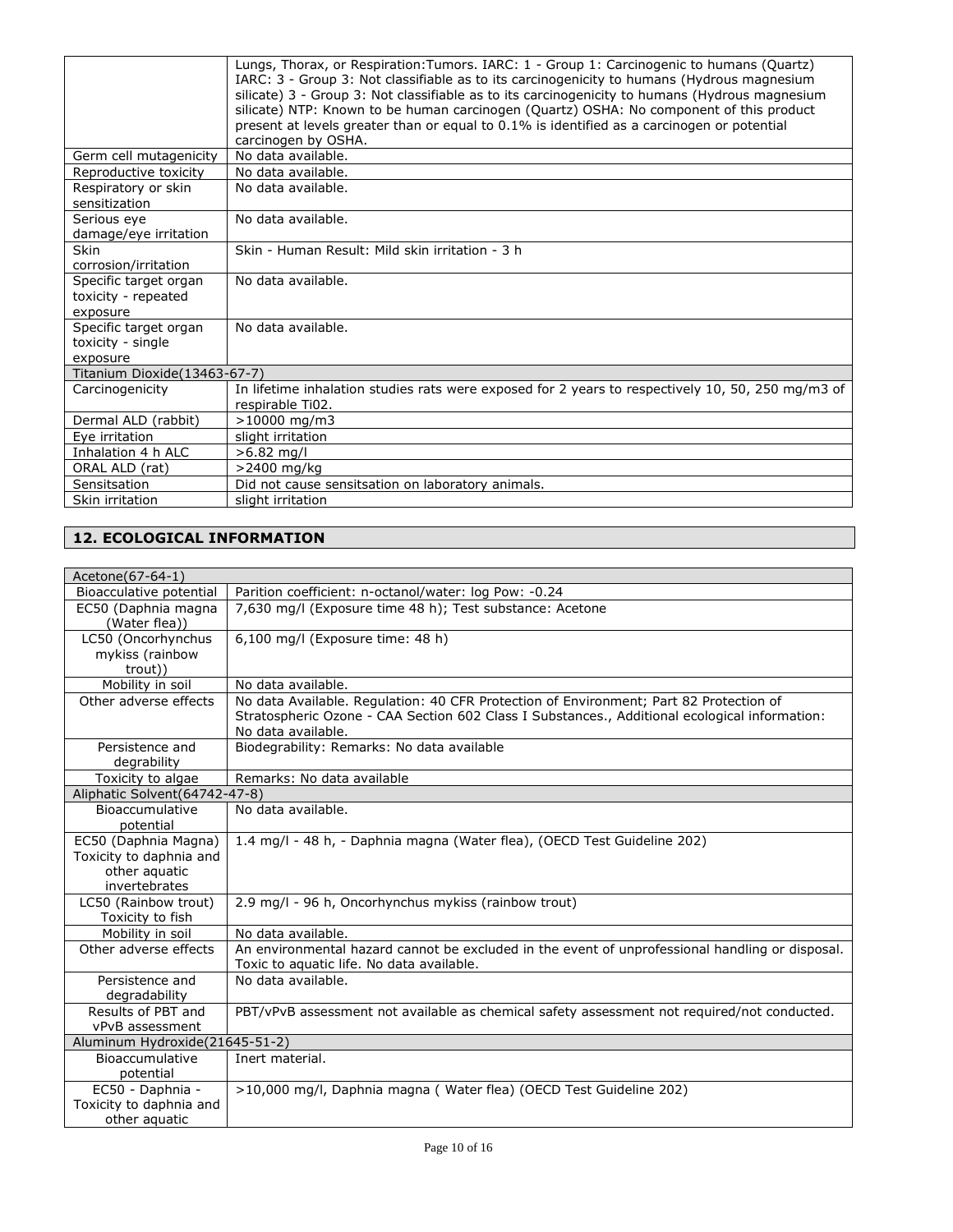| | |
|---|---|
| | Lungs, Thorax, or Respiration:Tumors. IARC: 1 - Group 1: Carcinogenic to humans (Quartz) IARC: 3 - Group 3: Not classifiable as to its carcinogenicity to humans (Hydrous magnesium silicate) 3 - Group 3: Not classifiable as to its carcinogenicity to humans (Hydrous magnesium silicate) NTP: Known to be human carcinogen (Quartz) OSHA: No component of this product present at levels greater than or equal to 0.1% is identified as a carcinogen or potential carcinogen by OSHA. |
| Germ cell mutagenicity | No data available. |
| Reproductive toxicity | No data available. |
| Respiratory or skin sensitization | No data available. |
| Serious eye damage/eye irritation | No data available. |
| Skin corrosion/irritation | Skin - Human Result: Mild skin irritation - 3 h |
| Specific target organ toxicity - repeated exposure | No data available. |
| Specific target organ toxicity - single exposure | No data available. |
| Titanium Dioxide(13463-67-7) | |
| Carcinogenicity | In lifetime inhalation studies rats were exposed for 2 years to respectively 10, 50, 250 mg/m3 of respirable Ti02. |
| Dermal ALD (rabbit) | >10000 mg/m3 |
| Eye irritation | slight irritation |
| Inhalation 4 h ALC | >6.82 mg/l |
| ORAL ALD (rat) | >2400 mg/kg |
| Sensitsation | Did not cause sensitsation on laboratory animals. |
| Skin irritation | slight irritation |

## 12. ECOLOGICAL INFORMATION

| | |
|---|---|
| Acetone(67-64-1) | |
| Bioacculative potential | Parition coefficient: n-octanol/water: log Pow: -0.24 |
| EC50 (Daphnia magna (Water flea)) | 7,630 mg/l (Exposure time 48 h); Test substance: Acetone |
| LC50 (Oncorhynchus mykiss (rainbow trout)) | 6,100 mg/l (Exposure time: 48 h) |
| Mobility in soil | No data available. |
| Other adverse effects | No data Available. Regulation: 40 CFR Protection of Environment; Part 82 Protection of Stratospheric Ozone - CAA Section 602 Class I Substances., Additional ecological information: No data available. |
| Persistence and degrability | Biodegrability: Remarks: No data available |
| Toxicity to algae | Remarks: No data available |
| Aliphatic Solvent(64742-47-8) | |
| Bioaccumulative potential | No data available. |
| EC50 (Daphnia Magna) Toxicity to daphnia and other aquatic invertebrates | 1.4 mg/l - 48 h, - Daphnia magna (Water flea), (OECD Test Guideline 202) |
| LC50 (Rainbow trout) Toxicity to fish | 2.9 mg/l - 96 h, Oncorhynchus mykiss (rainbow trout) |
| Mobility in soil | No data available. |
| Other adverse effects | An environmental hazard cannot be excluded in the event of unprofessional handling or disposal. Toxic to aquatic life. No data available. |
| Persistence and degradability | No data available. |
| Results of PBT and vPvB assessment | PBT/vPvB assessment not available as chemical safety assessment not required/not conducted. |
| Aluminum Hydroxide(21645-51-2) | |
| Bioaccumulative potential | Inert material. |
| EC50 - Daphnia - Toxicity to daphnia and other aquatic | >10,000 mg/l, Daphnia magna ( Water flea) (OECD Test Guideline 202) |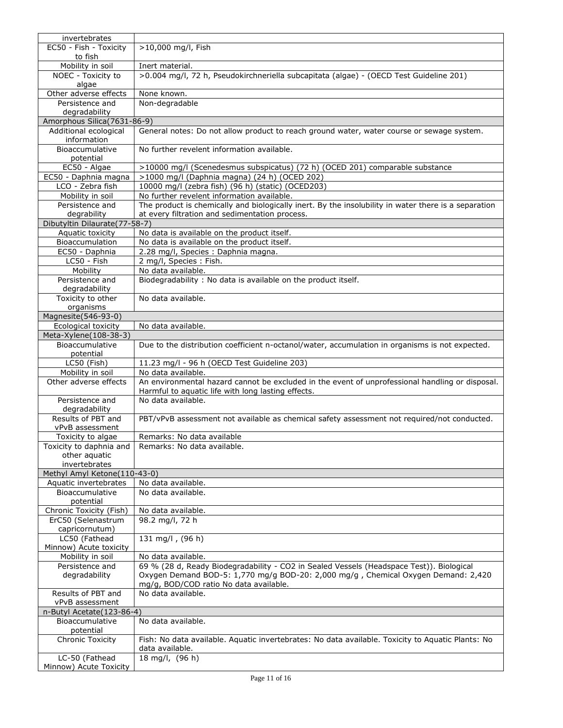| | |
|---|---|
| invertebrates | |
| EC50 - Fish - Toxicity to fish | >10,000 mg/l, Fish |
| Mobility in soil | Inert material. |
| NOEC - Toxicity to algae | >0.004 mg/l, 72 h, Pseudokirchneriella subcapitata (algae) - (OECD Test Guideline 201) |
| Other adverse effects | None known. |
| Persistence and degradability | Non-degradable |
| **Amorphous Silica(7631-86-9)** | |
| Additional ecological information | General notes: Do not allow product to reach ground water, water course or sewage system. |
| Bioaccumulative potential | No further revelent information available. |
| EC50 - Algae | >10000 mg/l (Scenedesmus subspicatus) (72 h) (OCED 201) comparable substance |
| EC50 - Daphnia magna | >1000 mg/l (Daphnia magna) (24 h) (OCED 202) |
| LCO - Zebra fish | 10000 mg/l (zebra fish) (96 h) (static) (OCED203) |
| Mobility in soil | No further revelent information available. |
| Persistence and degrability | The product is chemically and biologically inert. By the insolubility in water there is a separation at every filtration and sedimentation process. |
| **Dibutyltin Dilaurate(77-58-7)** | |
| Aquatic toxicity | No data is available on the product itself. |
| Bioaccumulation | No data is available on the product itself. |
| EC50 - Daphnia | 2.28 mg/l, Species : Daphnia magna. |
| LC50 - Fish | 2 mg/l, Species : Fish. |
| Mobility | No data available. |
| Persistence and degradability | Biodegradability : No data is available on the product itself. |
| Toxicity to other organisms | No data available. |
| **Magnesite(546-93-0)** | |
| Ecological toxicity | No data available. |
| **Meta-Xylene(108-38-3)** | |
| Bioaccumulative potential | Due to the distribution coefficient n-octanol/water, accumulation in organisms is not expected. |
| LC50 (Fish) | 11.23 mg/l - 96 h (OECD Test Guideline 203) |
| Mobility in soil | No data available. |
| Other adverse effects | An environmental hazard cannot be excluded in the event of unprofessional handling or disposal. Harmful to aquatic life with long lasting effects. |
| Persistence and degradability | No data available. |
| Results of PBT and vPvB assessment | PBT/vPvB assessment not available as chemical safety assessment not required/not conducted. |
| Toxicity to algae | Remarks: No data available |
| Toxicity to daphnia and other aquatic invertebrates | Remarks: No data available. |
| **Methyl Amyl Ketone(110-43-0)** | |
| Aquatic invertebrates | No data available. |
| Bioaccumulative potential | No data available. |
| Chronic Toxicity (Fish) | No data available. |
| ErC50 (Selenastrum capricornutum) | 98.2 mg/l, 72 h |
| LC50 (Fathead Minnow) Acute toxicity | 131 mg/l , (96 h) |
| Mobility in soil | No data available. |
| Persistence and degradability | 69 % (28 d, Ready Biodegradability - CO2 in Sealed Vessels (Headspace Test)). Biological Oxygen Demand BOD-5: 1,770 mg/g BOD-20: 2,000 mg/g , Chemical Oxygen Demand: 2,420 mg/g, BOD/COD ratio No data available. |
| Results of PBT and vPvB assessment | No data available. |
| **n-Butyl Acetate(123-86-4)** | |
| Bioaccumulative potential | No data available. |
| Chronic Toxicity | Fish: No data available. Aquatic invertebrates: No data available. Toxicity to Aquatic Plants: No data available. |
| LC-50 (Fathead Minnow) Acute Toxicity | 18 mg/l, (96 h) |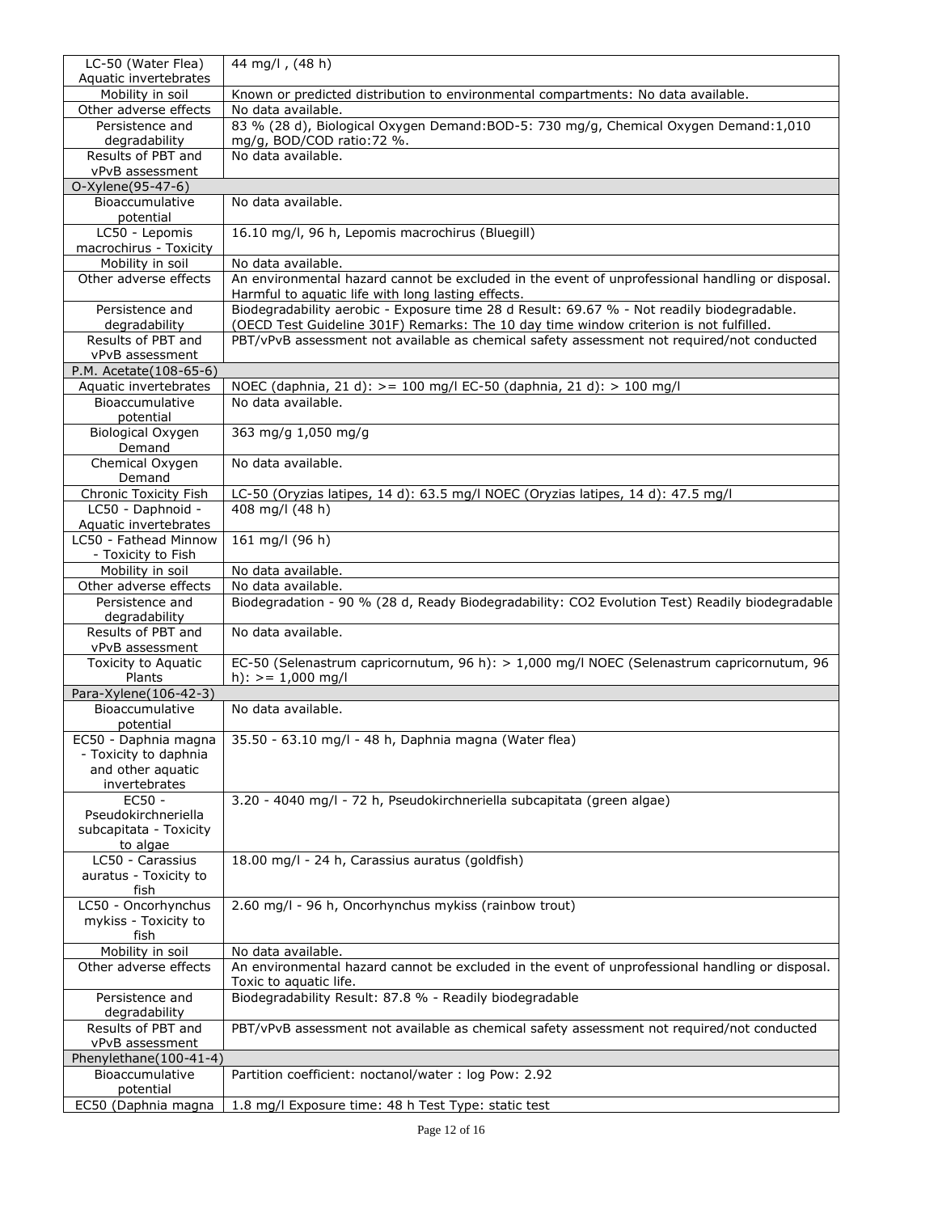| | |
|---|---|
| LC-50 (Water Flea) Aquatic invertebrates | 44 mg/l , (48 h) |
| Mobility in soil | Known or predicted distribution to environmental compartments: No data available. |
| Other adverse effects | No data available. |
| Persistence and degradability | 83 % (28 d), Biological Oxygen Demand:BOD-5: 730 mg/g, Chemical Oxygen Demand:1,010 mg/g, BOD/COD ratio:72 %. |
| Results of PBT and vPvB assessment | No data available. |
| **O-Xylene(95-47-6)** | |
| Bioaccumulative potential | No data available. |
| LC50 - Lepomis macrochirus - Toxicity | 16.10 mg/l, 96 h, Lepomis macrochirus (Bluegill) |
| Mobility in soil | No data available. |
| Other adverse effects | An environmental hazard cannot be excluded in the event of unprofessional handling or disposal. Harmful to aquatic life with long lasting effects. |
| Persistence and degradability | Biodegradability aerobic - Exposure time 28 d Result: 69.67 % - Not readily biodegradable. (OECD Test Guideline 301F) Remarks: The 10 day time window criterion is not fulfilled. |
| Results of PBT and vPvB assessment | PBT/vPvB assessment not available as chemical safety assessment not required/not conducted |
| **P.M. Acetate(108-65-6)** | |
| Aquatic invertebrates | NOEC (daphnia, 21 d): >= 100 mg/l EC-50 (daphnia, 21 d): > 100 mg/l |
| Bioaccumulative potential | No data available. |
| Biological Oxygen Demand | 363 mg/g 1,050 mg/g |
| Chemical Oxygen Demand | No data available. |
| Chronic Toxicity Fish | LC-50 (Oryzias latipes, 14 d): 63.5 mg/l NOEC (Oryzias latipes, 14 d): 47.5 mg/l |
| LC50 - Daphnoid - Aquatic invertebrates | 408 mg/l (48 h) |
| LC50 - Fathead Minnow - Toxicity to Fish | 161 mg/l (96 h) |
| Mobility in soil | No data available. |
| Other adverse effects | No data available. |
| Persistence and degradability | Biodegradation - 90 % (28 d, Ready Biodegradability: CO2 Evolution Test) Readily biodegradable |
| Results of PBT and vPvB assessment | No data available. |
| Toxicity to Aquatic Plants | EC-50 (Selenastrum capricornutum, 96 h): > 1,000 mg/l NOEC (Selenastrum capricornutum, 96 h): >= 1,000 mg/l |
| **Para-Xylene(106-42-3)** | |
| Bioaccumulative potential | No data available. |
| EC50 - Daphnia magna - Toxicity to daphnia and other aquatic invertebrates | 35.50 - 63.10 mg/l - 48 h, Daphnia magna (Water flea) |
| EC50 - Pseudokirchneriella subcapitata - Toxicity to algae | 3.20 - 4040 mg/l - 72 h, Pseudokirchneriella subcapitata (green algae) |
| LC50 - Carassius auratus - Toxicity to fish | 18.00 mg/l - 24 h, Carassius auratus (goldfish) |
| LC50 - Oncorhynchus mykiss - Toxicity to fish | 2.60 mg/l - 96 h, Oncorhynchus mykiss (rainbow trout) |
| Mobility in soil | No data available. |
| Other adverse effects | An environmental hazard cannot be excluded in the event of unprofessional handling or disposal. Toxic to aquatic life. |
| Persistence and degradability | Biodegradability Result: 87.8 % - Readily biodegradable |
| Results of PBT and vPvB assessment | PBT/vPvB assessment not available as chemical safety assessment not required/not conducted |
| **Phenylethane(100-41-4)** | |
| Bioaccumulative potential | Partition coefficient: noctanol/water : log Pow: 2.92 |
| EC50 (Daphnia magna | 1.8 mg/l Exposure time: 48 h Test Type: static test |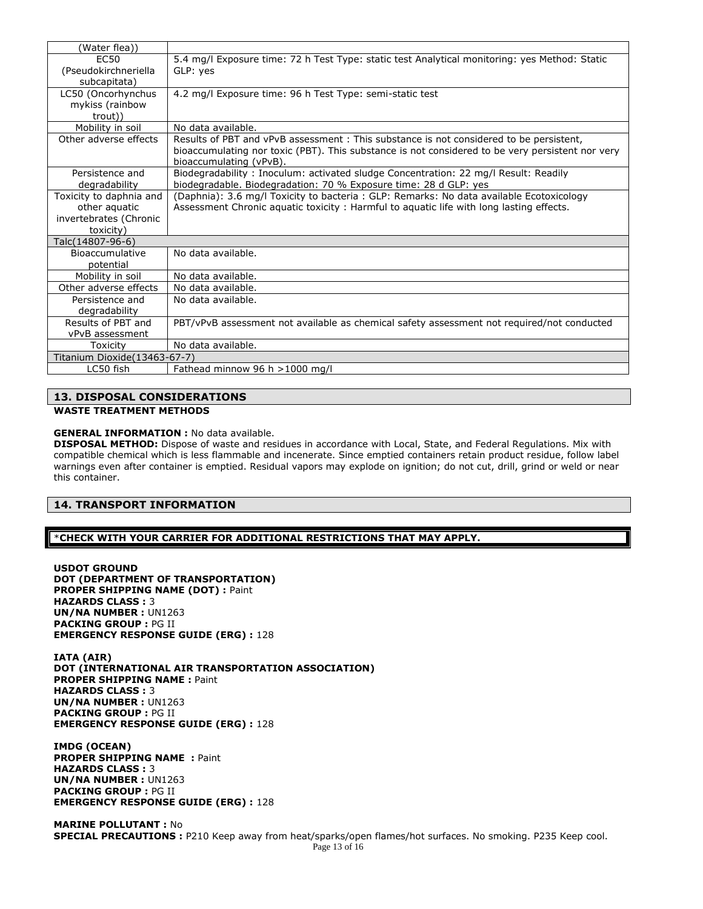| | |
|---|---|
| (Water flea)) | |
| EC50 (Pseudokirchneriella subcapitata) | 5.4 mg/l Exposure time: 72 h Test Type: static test Analytical monitoring: yes Method: Static GLP: yes |
| LC50 (Oncorhynchus mykiss (rainbow trout)) | 4.2 mg/l Exposure time: 96 h Test Type: semi-static test |
| Mobility in soil | No data available. |
| Other adverse effects | Results of PBT and vPvB assessment : This substance is not considered to be persistent, bioaccumulating nor toxic (PBT). This substance is not considered to be very persistent nor very bioaccumulating (vPvB). |
| Persistence and degradability | Biodegradability : Inoculum: activated sludge Concentration: 22 mg/l Result: Readily biodegradable. Biodegradation: 70 % Exposure time: 28 d GLP: yes |
| Toxicity to daphnia and other aquatic invertebrates (Chronic toxicity) | (Daphnia): 3.6 mg/l Toxicity to bacteria : GLP: Remarks: No data available Ecotoxicology Assessment Chronic aquatic toxicity : Harmful to aquatic life with long lasting effects. |
| Talc(14807-96-6) | |
| Bioaccumulative potential | No data available. |
| Mobility in soil | No data available. |
| Other adverse effects | No data available. |
| Persistence and degradability | No data available. |
| Results of PBT and vPvB assessment | PBT/vPvB assessment not available as chemical safety assessment not required/not conducted |
| Toxicity | No data available. |
| Titanium Dioxide(13463-67-7) | |
| LC50 fish | Fathead minnow 96 h >1000 mg/l |

## 13. DISPOSAL CONSIDERATIONS

**WASTE TREATMENT METHODS**

**GENERAL INFORMATION :** No data available.

**DISPOSAL METHOD:** Dispose of waste and residues in accordance with Local, State, and Federal Regulations. Mix with compatible chemical which is less flammable and incenerate. Since emptied containers retain product residue, follow label warnings even after container is emptied. Residual vapors may explode on ignition; do not cut, drill, grind or weld or near this container.

## 14. TRANSPORT INFORMATION

**\*CHECK WITH YOUR CARRIER FOR ADDITIONAL RESTRICTIONS THAT MAY APPLY.**

**USDOT GROUND**
**DOT (DEPARTMENT OF TRANSPORTATION)**
**PROPER SHIPPING NAME (DOT) :** Paint
**HAZARDS CLASS :** 3
**UN/NA NUMBER :** UN1263
**PACKING GROUP :** PG II
**EMERGENCY RESPONSE GUIDE (ERG) :** 128

**IATA (AIR)**
**DOT (INTERNATIONAL AIR TRANSPORTATION ASSOCIATION)**
**PROPER SHIPPING NAME :** Paint
**HAZARDS CLASS :** 3
**UN/NA NUMBER :** UN1263
**PACKING GROUP :** PG II
**EMERGENCY RESPONSE GUIDE (ERG) :** 128

**IMDG (OCEAN)**
**PROPER SHIPPING NAME :** Paint
**HAZARDS CLASS :** 3
**UN/NA NUMBER :** UN1263
**PACKING GROUP :** PG II
**EMERGENCY RESPONSE GUIDE (ERG) :** 128

**MARINE POLLUTANT :** No
**SPECIAL PRECAUTIONS :** P210 Keep away from heat/sparks/open flames/hot surfaces. No smoking. P235 Keep cool.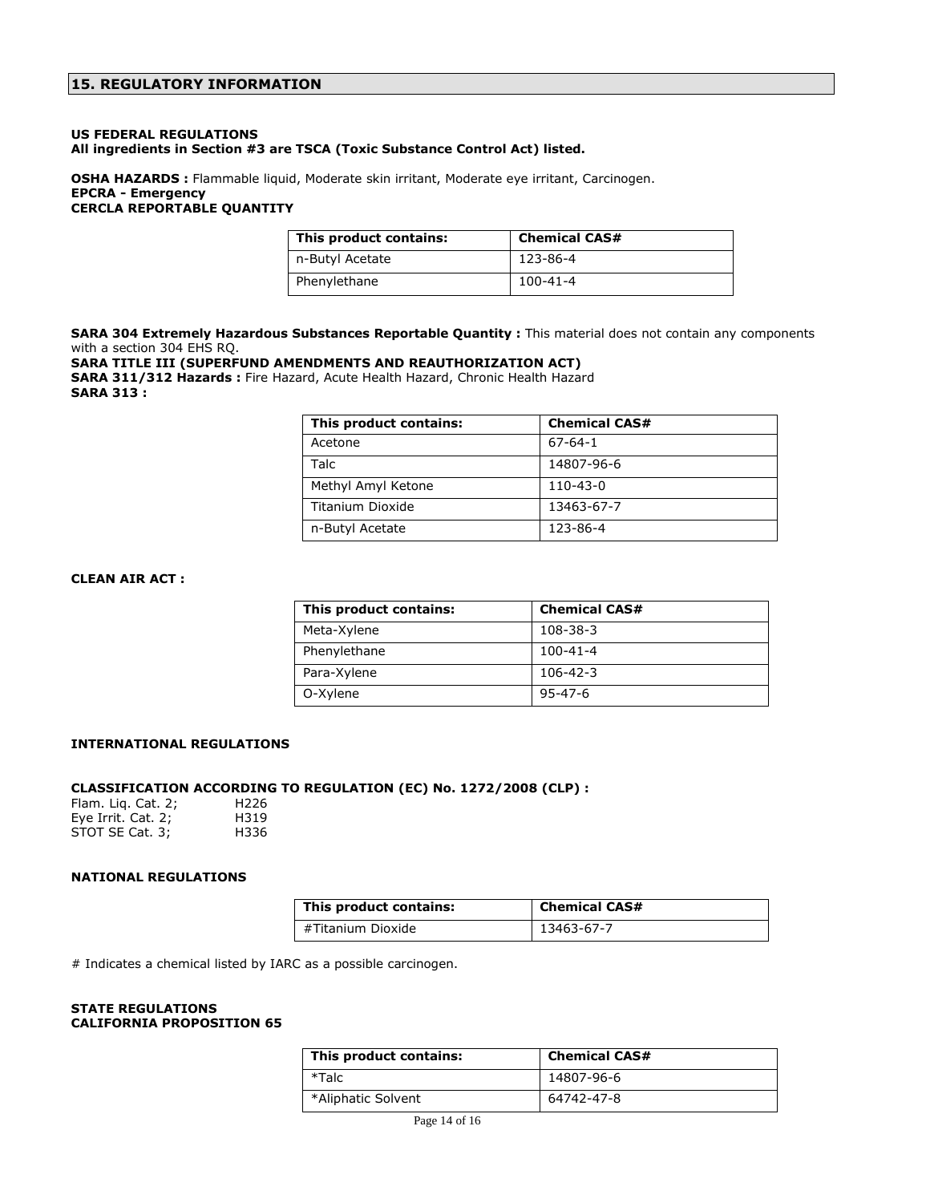## 15. REGULATORY INFORMATION

**US FEDERAL REGULATIONS**
**All ingredients in Section #3 are TSCA (Toxic Substance Control Act) listed.**

**OSHA HAZARDS :** Flammable liquid, Moderate skin irritant, Moderate eye irritant, Carcinogen.
**EPCRA - Emergency**
**CERCLA REPORTABLE QUANTITY**

| This product contains: | Chemical CAS# |
|---|---|
| n-Butyl Acetate | 123-86-4 |
| Phenylethane | 100-41-4 |

**SARA 304 Extremely Hazardous Substances Reportable Quantity :** This material does not contain any components with a section 304 EHS RQ.
**SARA TITLE III (SUPERFUND AMENDMENTS AND REAUTHORIZATION ACT)**
**SARA 311/312 Hazards :** Fire Hazard, Acute Health Hazard, Chronic Health Hazard
**SARA 313 :**

| This product contains: | Chemical CAS# |
|---|---|
| Acetone | 67-64-1 |
| Talc | 14807-96-6 |
| Methyl Amyl Ketone | 110-43-0 |
| Titanium Dioxide | 13463-67-7 |
| n-Butyl Acetate | 123-86-4 |

**CLEAN AIR ACT :**

| This product contains: | Chemical CAS# |
|---|---|
| Meta-Xylene | 108-38-3 |
| Phenylethane | 100-41-4 |
| Para-Xylene | 106-42-3 |
| O-Xylene | 95-47-6 |

**INTERNATIONAL REGULATIONS**

**CLASSIFICATION ACCORDING TO REGULATION (EC) No. 1272/2008 (CLP) :**

Flam. Liq. Cat. 2; H226
Eye Irrit. Cat. 2; H319
STOT SE Cat. 3; H336

**NATIONAL REGULATIONS**

| This product contains: | Chemical CAS# |
|---|---|
| #Titanium Dioxide | 13463-67-7 |

# Indicates a chemical listed by IARC as a possible carcinogen.

**STATE REGULATIONS**
**CALIFORNIA PROPOSITION 65**

| This product contains: | Chemical CAS# |
|---|---|
| *Talc | 14807-96-6 |
| *Aliphatic Solvent | 64742-47-8 |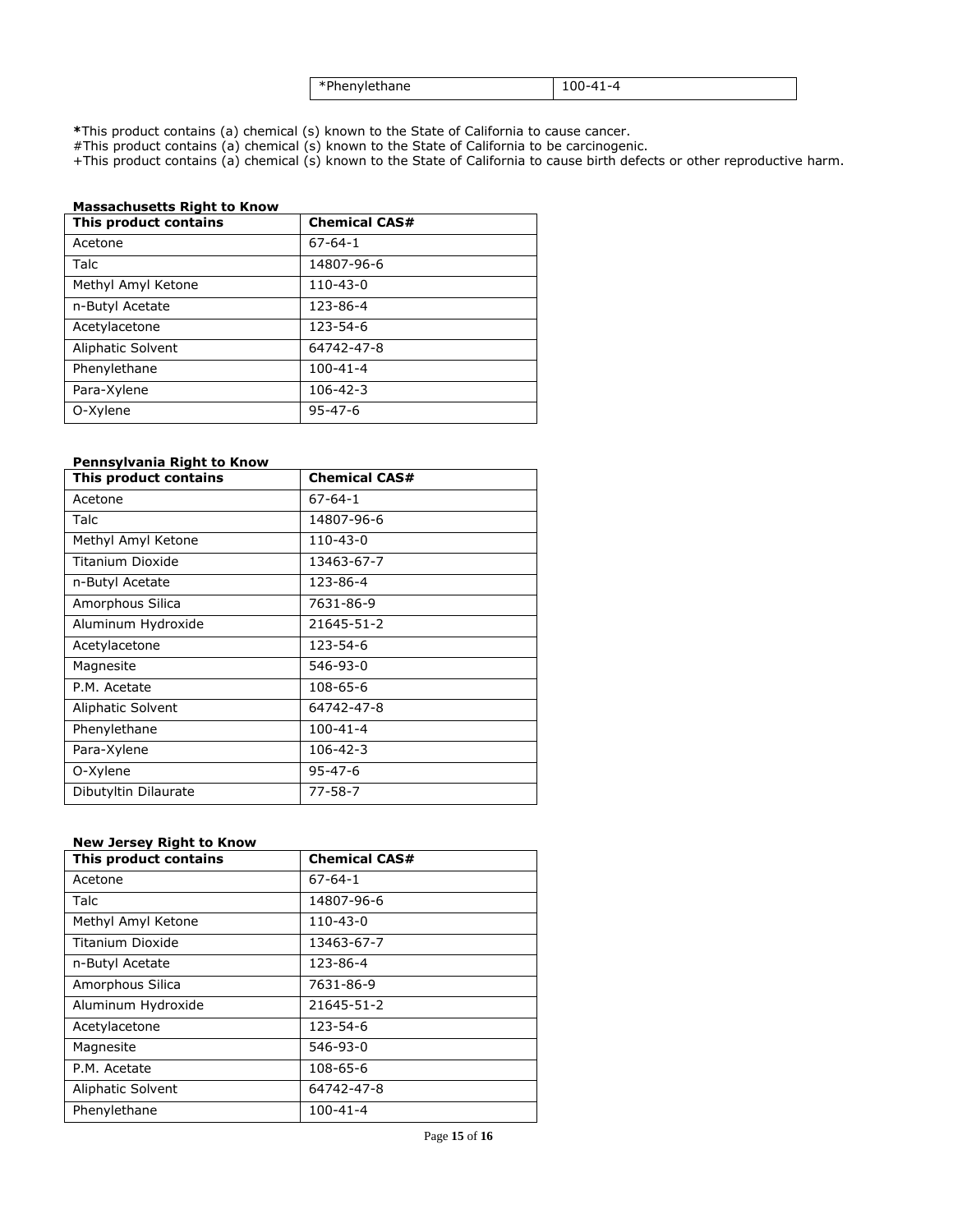| *Phenylethane | 100-41-4 |
| --- | --- |

**\***This product contains (a) chemical (s) known to the State of California to cause cancer.
#This product contains (a) chemical (s) known to the State of California to be carcinogenic.
+This product contains (a) chemical (s) known to the State of California to cause birth defects or other reproductive harm.

**Massachusetts Right to Know**

| This product contains | Chemical CAS# |
| --- | --- |
| Acetone | 67-64-1 |
| Talc | 14807-96-6 |
| Methyl Amyl Ketone | 110-43-0 |
| n-Butyl Acetate | 123-86-4 |
| Acetylacetone | 123-54-6 |
| Aliphatic Solvent | 64742-47-8 |
| Phenylethane | 100-41-4 |
| Para-Xylene | 106-42-3 |
| O-Xylene | 95-47-6 |

**Pennsylvania Right to Know**

| This product contains | Chemical CAS# |
| --- | --- |
| Acetone | 67-64-1 |
| Talc | 14807-96-6 |
| Methyl Amyl Ketone | 110-43-0 |
| Titanium Dioxide | 13463-67-7 |
| n-Butyl Acetate | 123-86-4 |
| Amorphous Silica | 7631-86-9 |
| Aluminum Hydroxide | 21645-51-2 |
| Acetylacetone | 123-54-6 |
| Magnesite | 546-93-0 |
| P.M. Acetate | 108-65-6 |
| Aliphatic Solvent | 64742-47-8 |
| Phenylethane | 100-41-4 |
| Para-Xylene | 106-42-3 |
| O-Xylene | 95-47-6 |
| Dibutyltin Dilaurate | 77-58-7 |

**New Jersey Right to Know**

| This product contains | Chemical CAS# |
| --- | --- |
| Acetone | 67-64-1 |
| Talc | 14807-96-6 |
| Methyl Amyl Ketone | 110-43-0 |
| Titanium Dioxide | 13463-67-7 |
| n-Butyl Acetate | 123-86-4 |
| Amorphous Silica | 7631-86-9 |
| Aluminum Hydroxide | 21645-51-2 |
| Acetylacetone | 123-54-6 |
| Magnesite | 546-93-0 |
| P.M. Acetate | 108-65-6 |
| Aliphatic Solvent | 64742-47-8 |
| Phenylethane | 100-41-4 |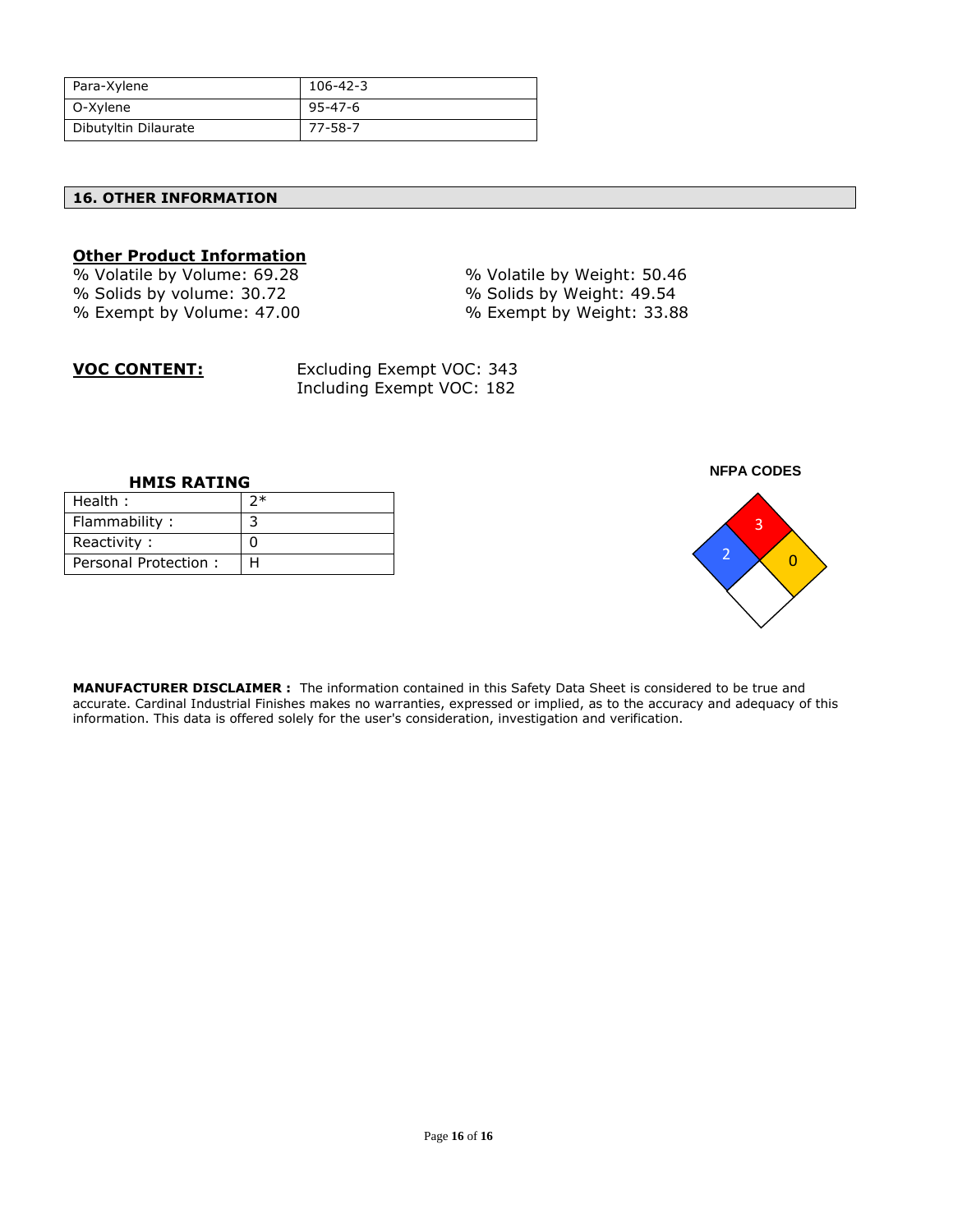| | |
|---|---|
| Para-Xylene | 106-42-3 |
| O-Xylene | 95-47-6 |
| Dibutyltin Dilaurate | 77-58-7 |

## 16. OTHER INFORMATION

**Other Product Information**

% Volatile by Volume: 69.28
% Solids by volume: 30.72
% Exempt by Volume: 47.00

% Volatile by Weight: 50.46
% Solids by Weight: 49.54
% Exempt by Weight: 33.88

**VOC CONTENT:** Excluding Exempt VOC: 343
Including Exempt VOC: 182

**HMIS RATING**

| | |
|---|---|
| Health : | 2* |
| Flammability : | 3 |
| Reactivity : | 0 |
| Personal Protection : | H |

**NFPA CODES**

3
2
0

**MANUFACTURER DISCLAIMER :** The information contained in this Safety Data Sheet is considered to be true and accurate. Cardinal Industrial Finishes makes no warranties, expressed or implied, as to the accuracy and adequacy of this information. This data is offered solely for the user's consideration, investigation and verification.